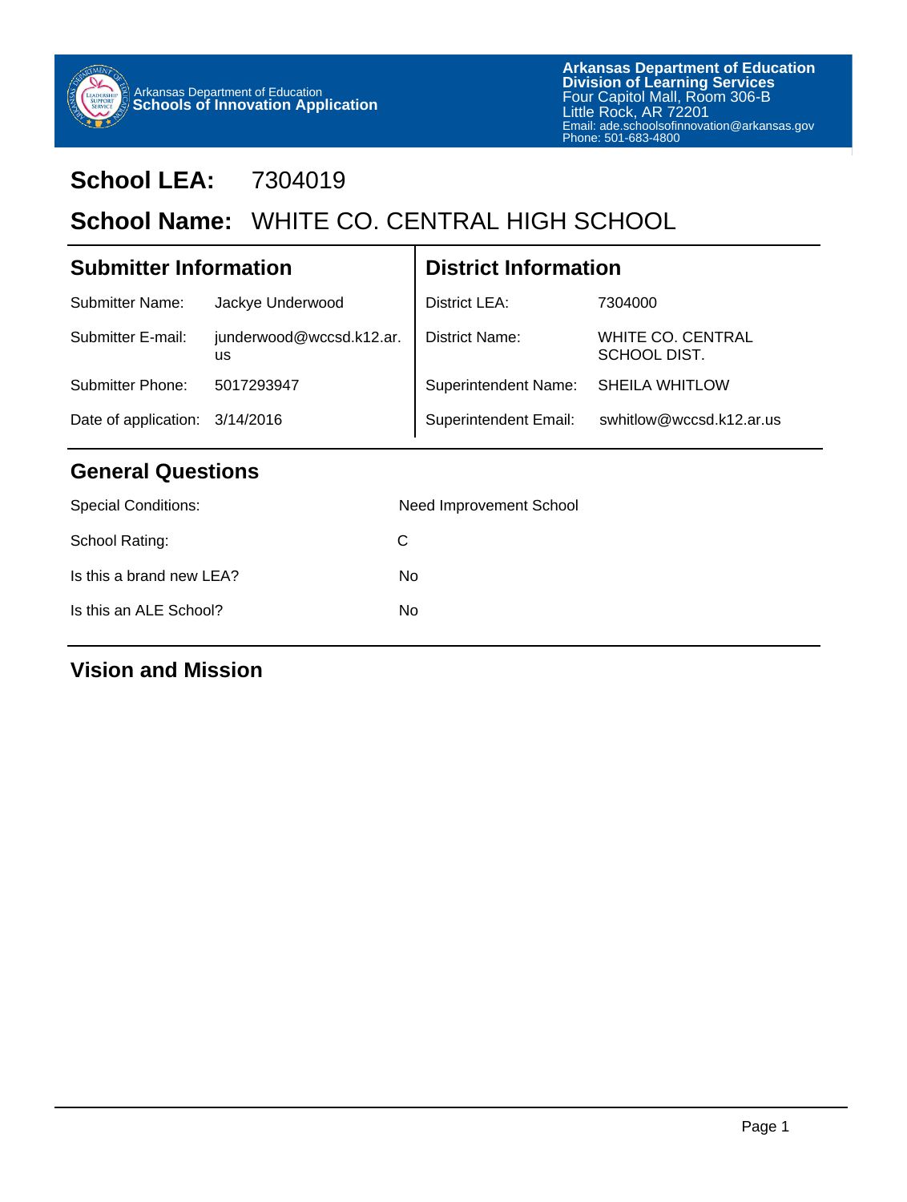Arkansas Department of Education
**Schools of Innovation Application**

**Arkansas Department of Education**
**Division of Learning Services**
Four Capitol Mall, Room 306-B
Little Rock, AR 72201
Email: ade.schoolsofinnovation@arkansas.gov
Phone: 501-683-4800

# School LEA: 7304019

# School Name: WHITE CO. CENTRAL HIGH SCHOOL

## Submitter Information

| | |
|---|---|
| Submitter Name: | Jackye Underwood |
| Submitter E-mail: | junderwood@wccsd.k12.ar.us |
| Submitter Phone: | 5017293947 |
| Date of application: | 3/14/2016 |

## District Information

| | |
|---|---|
| District LEA: | 7304000 |
| District Name: | WHITE CO. CENTRAL SCHOOL DIST. |
| Superintendent Name: | SHEILA WHITLOW |
| Superintendent Email: | swhitlow@wccsd.k12.ar.us |

## General Questions

| | |
|---|---|
| Special Conditions: | Need Improvement School |
| School Rating: | C |
| Is this a brand new LEA? | No |
| Is this an ALE School? | No |

## Vision and Mission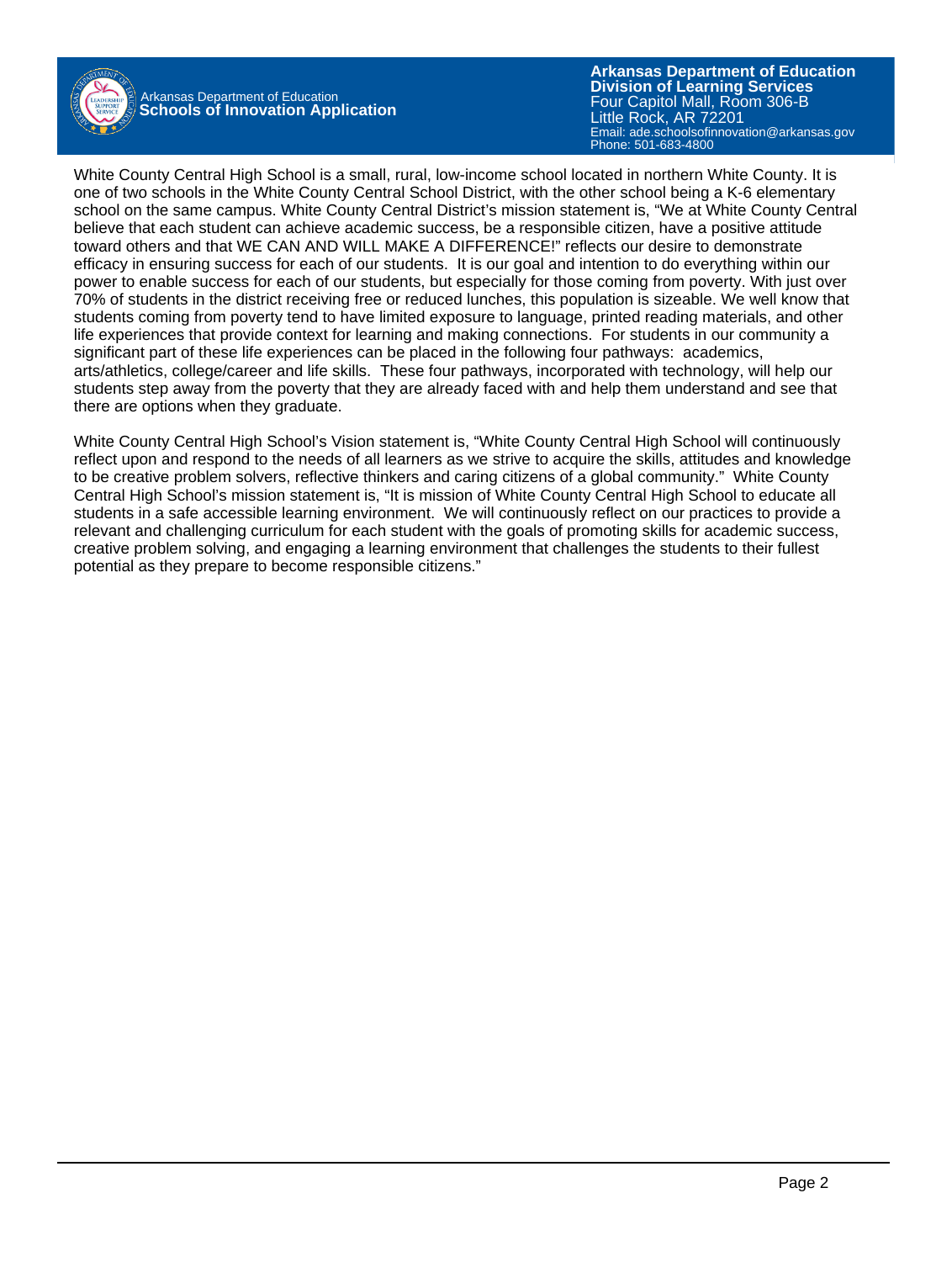White County Central High School is a small, rural, low-income school located in northern White County. It is one of two schools in the White County Central School District, with the other school being a K-6 elementary school on the same campus. White County Central District's mission statement is, "We at White County Central believe that each student can achieve academic success, be a responsible citizen, have a positive attitude toward others and that WE CAN AND WILL MAKE A DIFFERENCE!" reflects our desire to demonstrate efficacy in ensuring success for each of our students. It is our goal and intention to do everything within our power to enable success for each of our students, but especially for those coming from poverty. With just over 70% of students in the district receiving free or reduced lunches, this population is sizeable. We well know that students coming from poverty tend to have limited exposure to language, printed reading materials, and other life experiences that provide context for learning and making connections. For students in our community a significant part of these life experiences can be placed in the following four pathways: academics, arts/athletics, college/career and life skills. These four pathways, incorporated with technology, will help our students step away from the poverty that they are already faced with and help them understand and see that there are options when they graduate.

White County Central High School's Vision statement is, "White County Central High School will continuously reflect upon and respond to the needs of all learners as we strive to acquire the skills, attitudes and knowledge to be creative problem solvers, reflective thinkers and caring citizens of a global community." White County Central High School's mission statement is, "It is mission of White County Central High School to educate all students in a safe accessible learning environment. We will continuously reflect on our practices to provide a relevant and challenging curriculum for each student with the goals of promoting skills for academic success, creative problem solving, and engaging a learning environment that challenges the students to their fullest potential as they prepare to become responsible citizens."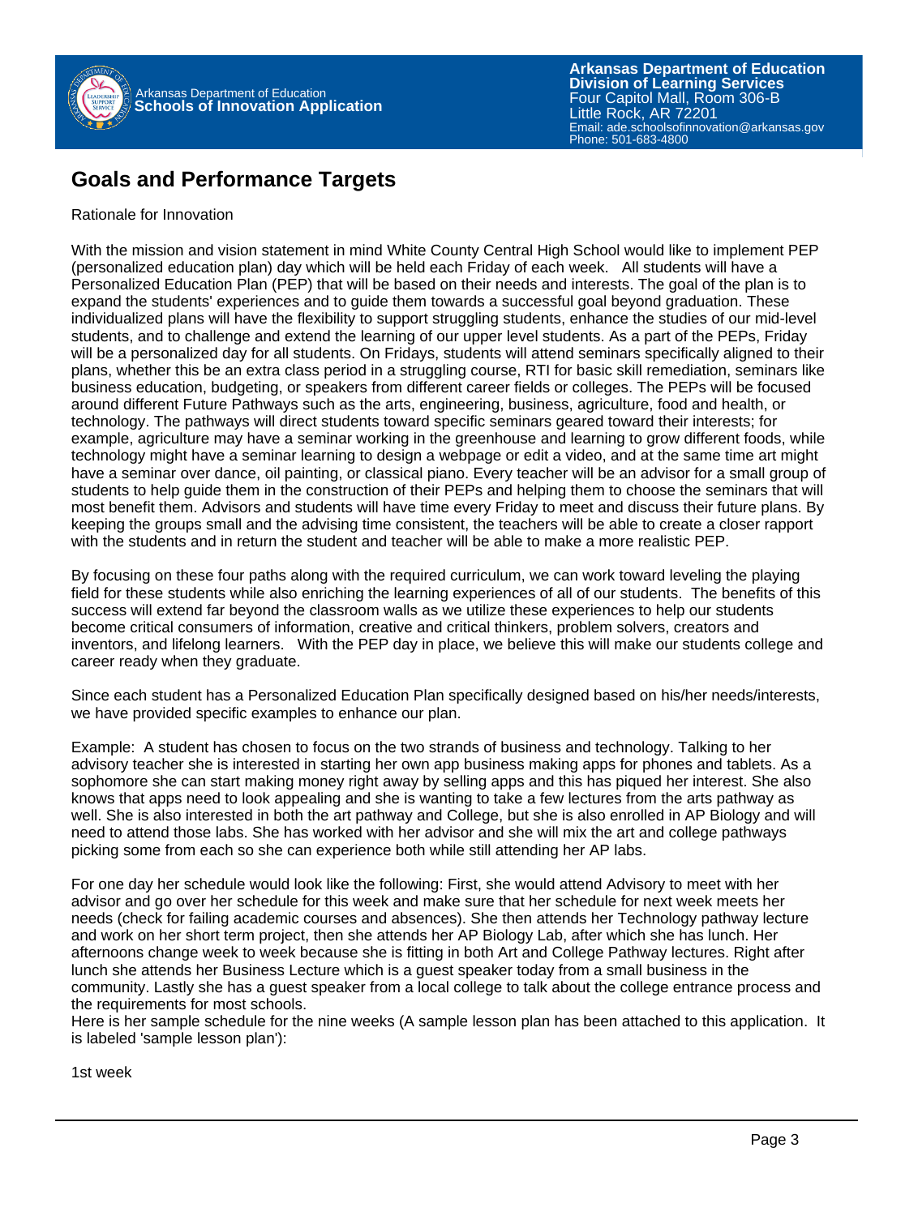## Goals and Performance Targets

Rationale for Innovation

With the mission and vision statement in mind White County Central High School would like to implement PEP (personalized education plan) day which will be held each Friday of each week. All students will have a Personalized Education Plan (PEP) that will be based on their needs and interests. The goal of the plan is to expand the students' experiences and to guide them towards a successful goal beyond graduation. These individualized plans will have the flexibility to support struggling students, enhance the studies of our mid-level students, and to challenge and extend the learning of our upper level students. As a part of the PEPs, Friday will be a personalized day for all students. On Fridays, students will attend seminars specifically aligned to their plans, whether this be an extra class period in a struggling course, RTI for basic skill remediation, seminars like business education, budgeting, or speakers from different career fields or colleges. The PEPs will be focused around different Future Pathways such as the arts, engineering, business, agriculture, food and health, or technology. The pathways will direct students toward specific seminars geared toward their interests; for example, agriculture may have a seminar working in the greenhouse and learning to grow different foods, while technology might have a seminar learning to design a webpage or edit a video, and at the same time art might have a seminar over dance, oil painting, or classical piano. Every teacher will be an advisor for a small group of students to help guide them in the construction of their PEPs and helping them to choose the seminars that will most benefit them. Advisors and students will have time every Friday to meet and discuss their future plans. By keeping the groups small and the advising time consistent, the teachers will be able to create a closer rapport with the students and in return the student and teacher will be able to make a more realistic PEP.

By focusing on these four paths along with the required curriculum, we can work toward leveling the playing field for these students while also enriching the learning experiences of all of our students. The benefits of this success will extend far beyond the classroom walls as we utilize these experiences to help our students become critical consumers of information, creative and critical thinkers, problem solvers, creators and inventors, and lifelong learners. With the PEP day in place, we believe this will make our students college and career ready when they graduate.

Since each student has a Personalized Education Plan specifically designed based on his/her needs/interests, we have provided specific examples to enhance our plan.

Example: A student has chosen to focus on the two strands of business and technology. Talking to her advisory teacher she is interested in starting her own app business making apps for phones and tablets. As a sophomore she can start making money right away by selling apps and this has piqued her interest. She also knows that apps need to look appealing and she is wanting to take a few lectures from the arts pathway as well. She is also interested in both the art pathway and College, but she is also enrolled in AP Biology and will need to attend those labs. She has worked with her advisor and she will mix the art and college pathways picking some from each so she can experience both while still attending her AP labs.

For one day her schedule would look like the following: First, she would attend Advisory to meet with her advisor and go over her schedule for this week and make sure that her schedule for next week meets her needs (check for failing academic courses and absences). She then attends her Technology pathway lecture and work on her short term project, then she attends her AP Biology Lab, after which she has lunch. Her afternoons change week to week because she is fitting in both Art and College Pathway lectures. Right after lunch she attends her Business Lecture which is a guest speaker today from a small business in the community. Lastly she has a guest speaker from a local college to talk about the college entrance process and the requirements for most schools.
Here is her sample schedule for the nine weeks (A sample lesson plan has been attached to this application. It is labeled 'sample lesson plan'):

1st week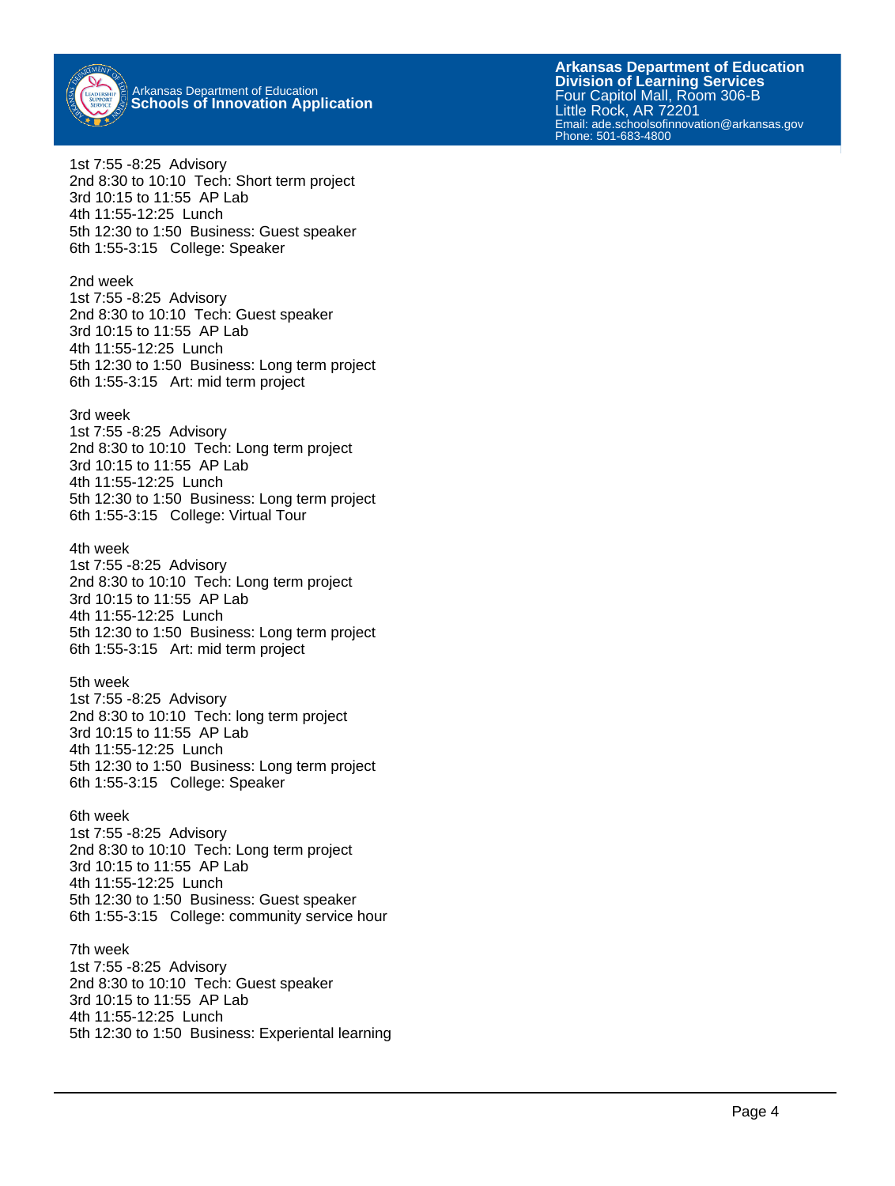1st 7:55 -8:25 Advisory
2nd 8:30 to 10:10 Tech: Short term project
3rd 10:15 to 11:55 AP Lab
4th 11:55-12:25 Lunch
5th 12:30 to 1:50 Business: Guest speaker
6th 1:55-3:15 College: Speaker

2nd week
1st 7:55 -8:25 Advisory
2nd 8:30 to 10:10 Tech: Guest speaker
3rd 10:15 to 11:55 AP Lab
4th 11:55-12:25 Lunch
5th 12:30 to 1:50 Business: Long term project
6th 1:55-3:15 Art: mid term project

3rd week
1st 7:55 -8:25 Advisory
2nd 8:30 to 10:10 Tech: Long term project
3rd 10:15 to 11:55 AP Lab
4th 11:55-12:25 Lunch
5th 12:30 to 1:50 Business: Long term project
6th 1:55-3:15 College: Virtual Tour

4th week
1st 7:55 -8:25 Advisory
2nd 8:30 to 10:10 Tech: Long term project
3rd 10:15 to 11:55 AP Lab
4th 11:55-12:25 Lunch
5th 12:30 to 1:50 Business: Long term project
6th 1:55-3:15 Art: mid term project

5th week
1st 7:55 -8:25 Advisory
2nd 8:30 to 10:10 Tech: long term project
3rd 10:15 to 11:55 AP Lab
4th 11:55-12:25 Lunch
5th 12:30 to 1:50 Business: Long term project
6th 1:55-3:15 College: Speaker

6th week
1st 7:55 -8:25 Advisory
2nd 8:30 to 10:10 Tech: Long term project
3rd 10:15 to 11:55 AP Lab
4th 11:55-12:25 Lunch
5th 12:30 to 1:50 Business: Guest speaker
6th 1:55-3:15 College: community service hour

7th week
1st 7:55 -8:25 Advisory
2nd 8:30 to 10:10 Tech: Guest speaker
3rd 10:15 to 11:55 AP Lab
4th 11:55-12:25 Lunch
5th 12:30 to 1:50 Business: Experiental learning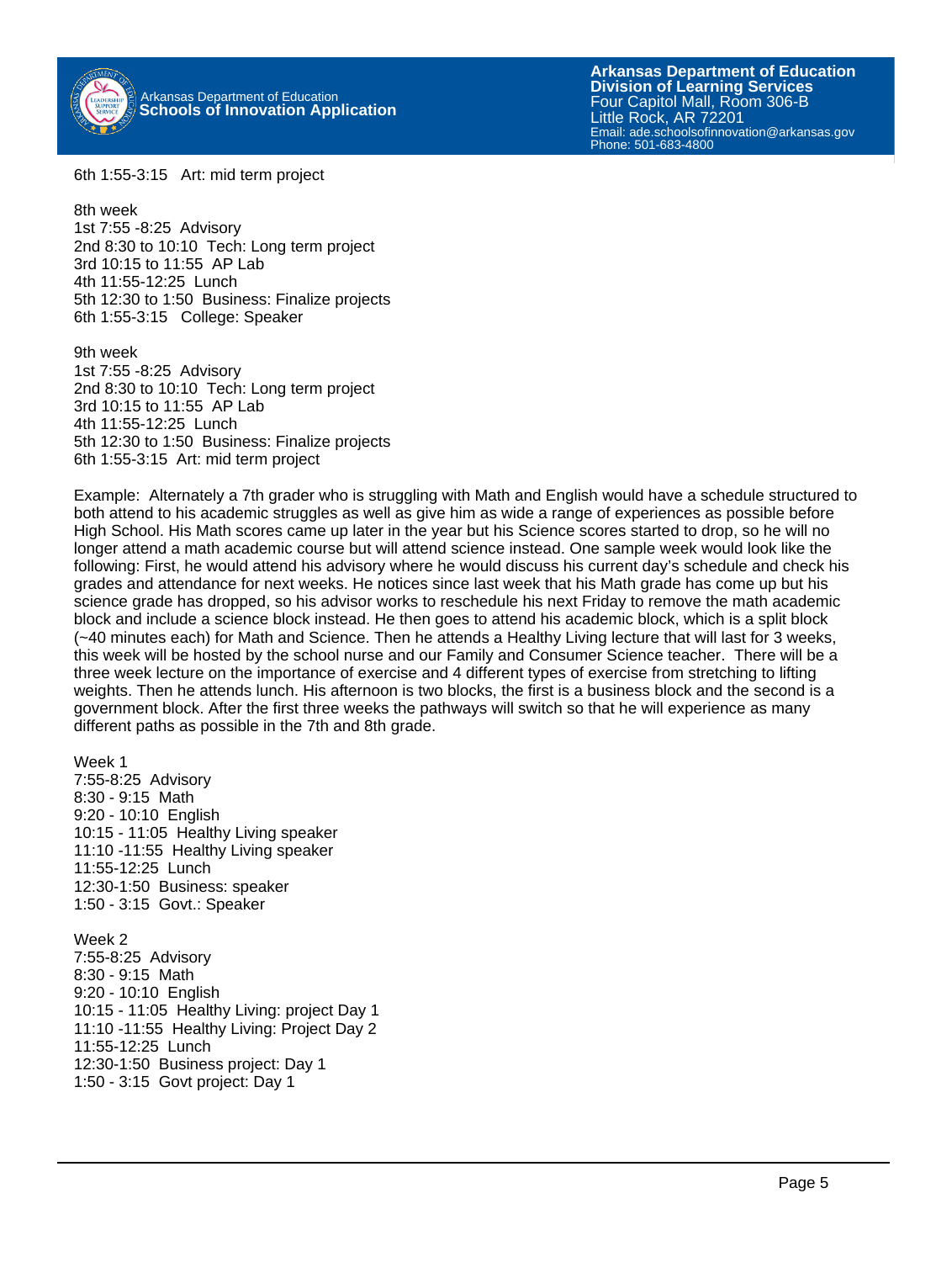6th 1:55-3:15   Art: mid term project

8th week
1st 7:55 -8:25  Advisory
2nd 8:30 to 10:10  Tech: Long term project
3rd 10:15 to 11:55  AP Lab
4th 11:55-12:25  Lunch
5th 12:30 to 1:50  Business: Finalize projects
6th 1:55-3:15   College: Speaker

9th week
1st 7:55 -8:25  Advisory
2nd 8:30 to 10:10  Tech: Long term project
3rd 10:15 to 11:55  AP Lab
4th 11:55-12:25  Lunch
5th 12:30 to 1:50  Business: Finalize projects
6th 1:55-3:15  Art: mid term project

Example:  Alternately a 7th grader who is struggling with Math and English would have a schedule structured to both attend to his academic struggles as well as give him as wide a range of experiences as possible before High School. His Math scores came up later in the year but his Science scores started to drop, so he will no longer attend a math academic course but will attend science instead. One sample week would look like the following: First, he would attend his advisory where he would discuss his current day's schedule and check his grades and attendance for next weeks. He notices since last week that his Math grade has come up but his science grade has dropped, so his advisor works to reschedule his next Friday to remove the math academic block and include a science block instead. He then goes to attend his academic block, which is a split block (~40 minutes each) for Math and Science. Then he attends a Healthy Living lecture that will last for 3 weeks, this week will be hosted by the school nurse and our Family and Consumer Science teacher.  There will be a three week lecture on the importance of exercise and 4 different types of exercise from stretching to lifting weights. Then he attends lunch. His afternoon is two blocks, the first is a business block and the second is a government block. After the first three weeks the pathways will switch so that he will experience as many different paths as possible in the 7th and 8th grade.

Week 1
7:55-8:25  Advisory
8:30 - 9:15  Math
9:20 - 10:10  English
10:15 - 11:05  Healthy Living speaker
11:10 -11:55  Healthy Living speaker
11:55-12:25  Lunch
12:30-1:50  Business: speaker
1:50 - 3:15  Govt.: Speaker

Week 2
7:55-8:25  Advisory
8:30 - 9:15  Math
9:20 - 10:10  English
10:15 - 11:05  Healthy Living: project Day 1
11:10 -11:55  Healthy Living: Project Day 2
11:55-12:25  Lunch
12:30-1:50  Business project: Day 1
1:50 - 3:15  Govt project: Day 1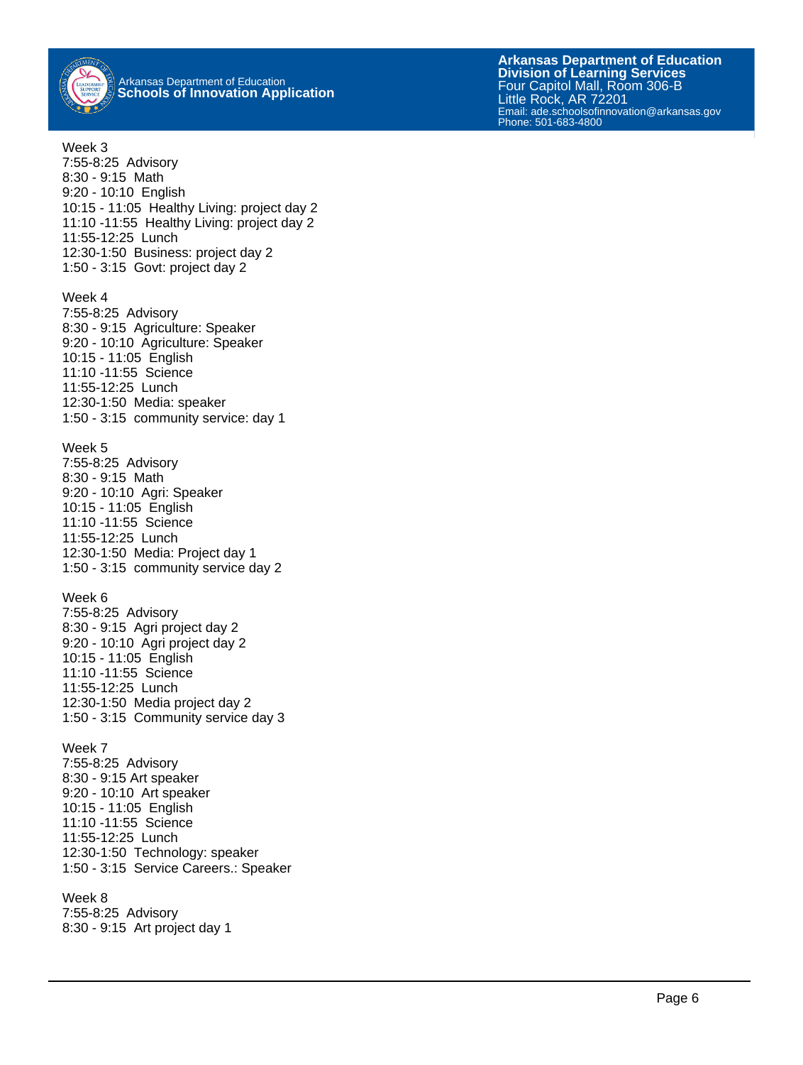Week 3
7:55-8:25  Advisory
8:30 - 9:15  Math
9:20 - 10:10  English
10:15 - 11:05  Healthy Living: project day 2
11:10 -11:55  Healthy Living: project day 2
11:55-12:25  Lunch
12:30-1:50  Business: project day 2
1:50 - 3:15  Govt: project day 2

Week 4
7:55-8:25  Advisory
8:30 - 9:15  Agriculture: Speaker
9:20 - 10:10  Agriculture: Speaker
10:15 - 11:05  English
11:10 -11:55  Science
11:55-12:25  Lunch
12:30-1:50  Media: speaker
1:50 - 3:15  community service: day 1

Week 5
7:55-8:25  Advisory
8:30 - 9:15  Math
9:20 - 10:10  Agri: Speaker
10:15 - 11:05  English
11:10 -11:55  Science
11:55-12:25  Lunch
12:30-1:50  Media: Project day 1
1:50 - 3:15  community service day 2

Week 6
7:55-8:25  Advisory
8:30 - 9:15  Agri project day 2
9:20 - 10:10  Agri project day 2
10:15 - 11:05  English
11:10 -11:55  Science
11:55-12:25  Lunch
12:30-1:50  Media project day 2
1:50 - 3:15  Community service day 3

Week 7
7:55-8:25  Advisory
8:30 - 9:15 Art speaker
9:20 - 10:10  Art speaker
10:15 - 11:05  English
11:10 -11:55  Science
11:55-12:25  Lunch
12:30-1:50  Technology: speaker
1:50 - 3:15  Service Careers.: Speaker

Week 8
7:55-8:25  Advisory
8:30 - 9:15  Art project day 1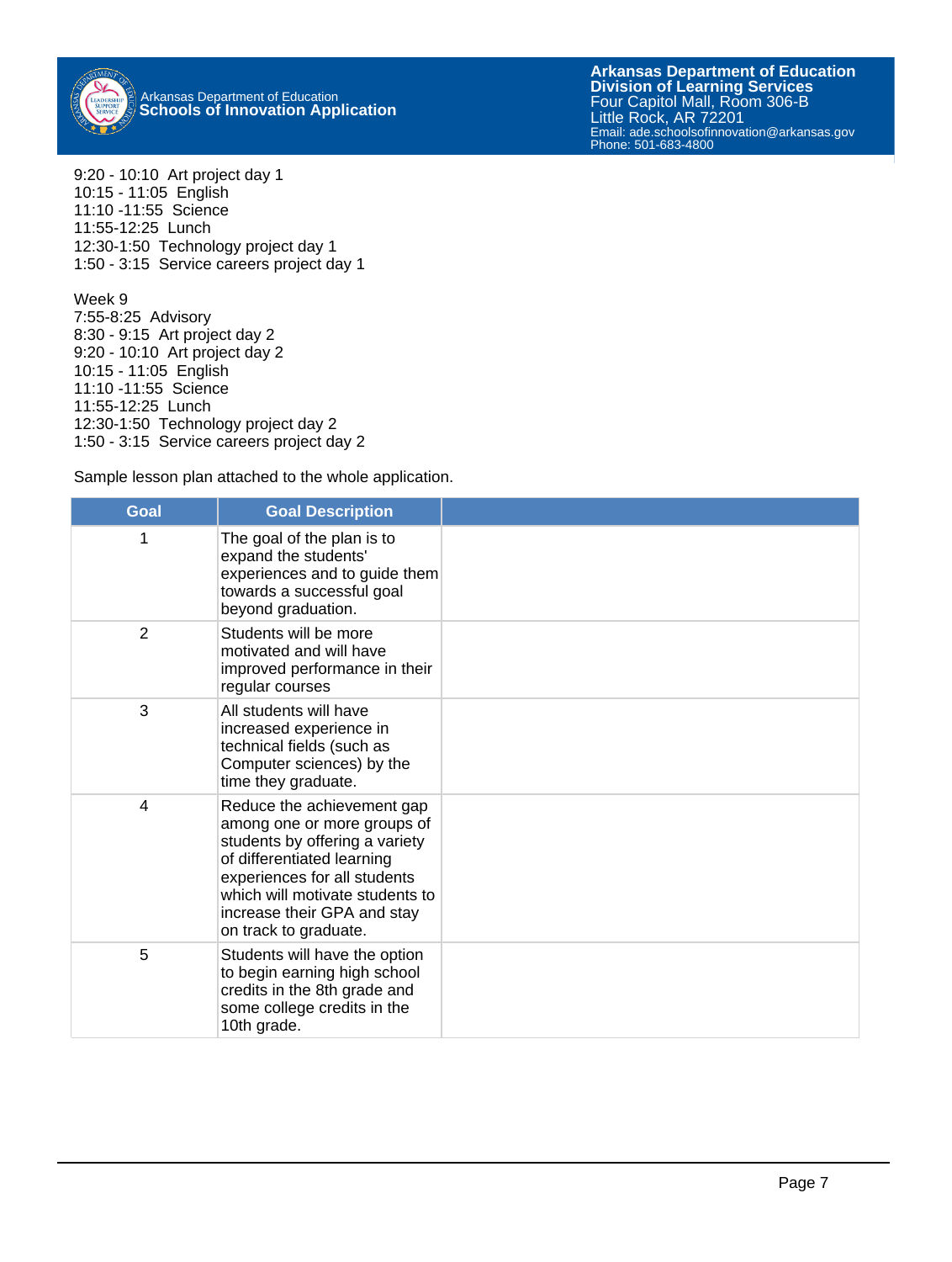9:20 - 10:10  Art project day 1
10:15 - 11:05  English
11:10 -11:55  Science
11:55-12:25  Lunch
12:30-1:50  Technology project day 1
1:50 - 3:15  Service careers project day 1

Week 9
7:55-8:25  Advisory
8:30 - 9:15  Art project day 2
9:20 - 10:10  Art project day 2
10:15 - 11:05  English
11:10 -11:55  Science
11:55-12:25  Lunch
12:30-1:50  Technology project day 2
1:50 - 3:15  Service careers project day 2

Sample lesson plan attached to the whole application.

| Goal | Goal Description | |
|---|---|---|
| 1 | The goal of the plan is to expand the students' experiences and to guide them towards a successful goal beyond graduation. | |
| 2 | Students will be more motivated and will have improved performance in their regular courses | |
| 3 | All students will have increased experience in technical fields (such as Computer sciences) by the time they graduate. | |
| 4 | Reduce the achievement gap among one or more groups of students by offering a variety of differentiated learning experiences for all students which will motivate students to increase their GPA and stay on track to graduate. | |
| 5 | Students will have the option to begin earning high school credits in the 8th grade and some college credits in the 10th grade. | |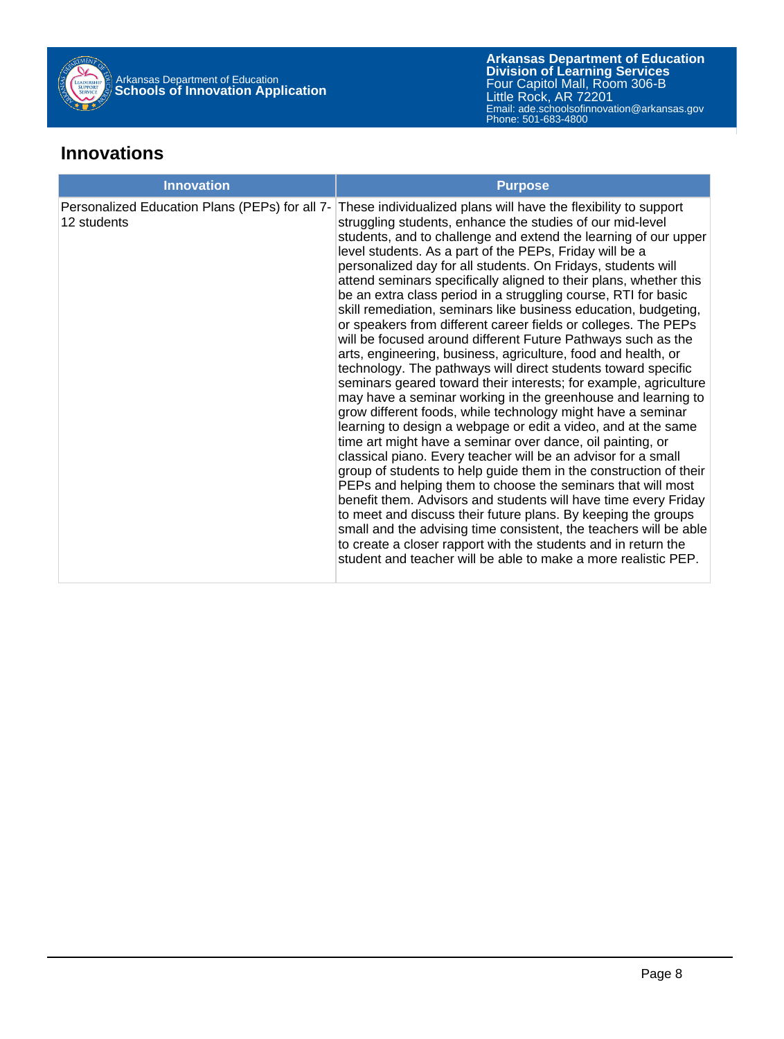## Innovations

| Innovation | Purpose |
| --- | --- |
| Personalized Education Plans (PEPs) for all 7-12 students | These individualized plans will have the flexibility to support struggling students, enhance the studies of our mid-level students, and to challenge and extend the learning of our upper level students. As a part of the PEPs, Friday will be a personalized day for all students. On Fridays, students will attend seminars specifically aligned to their plans, whether this be an extra class period in a struggling course, RTI for basic skill remediation, seminars like business education, budgeting, or speakers from different career fields or colleges. The PEPs will be focused around different Future Pathways such as the arts, engineering, business, agriculture, food and health, or technology. The pathways will direct students toward specific seminars geared toward their interests; for example, agriculture may have a seminar working in the greenhouse and learning to grow different foods, while technology might have a seminar learning to design a webpage or edit a video, and at the same time art might have a seminar over dance, oil painting, or classical piano. Every teacher will be an advisor for a small group of students to help guide them in the construction of their PEPs and helping them to choose the seminars that will most benefit them. Advisors and students will have time every Friday to meet and discuss their future plans. By keeping the groups small and the advising time consistent, the teachers will be able to create a closer rapport with the students and in return the student and teacher will be able to make a more realistic PEP. |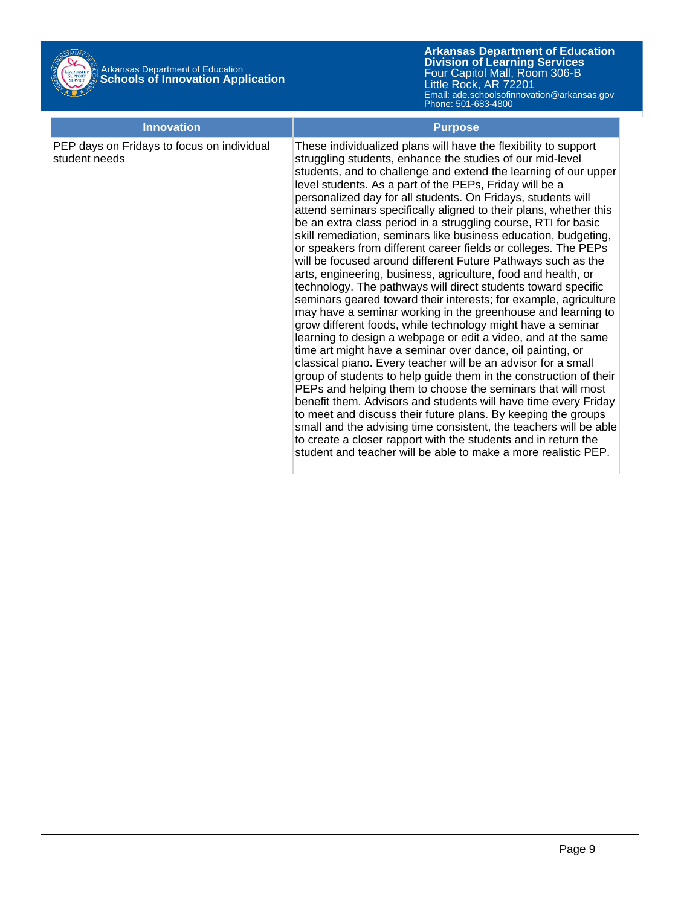| Innovation | Purpose |
|---|---|
| PEP days on Fridays to focus on individual student needs | These individualized plans will have the flexibility to support struggling students, enhance the studies of our mid-level students, and to challenge and extend the learning of our upper level students. As a part of the PEPs, Friday will be a personalized day for all students. On Fridays, students will attend seminars specifically aligned to their plans, whether this be an extra class period in a struggling course, RTI for basic skill remediation, seminars like business education, budgeting, or speakers from different career fields or colleges. The PEPs will be focused around different Future Pathways such as the arts, engineering, business, agriculture, food and health, or technology. The pathways will direct students toward specific seminars geared toward their interests; for example, agriculture may have a seminar working in the greenhouse and learning to grow different foods, while technology might have a seminar learning to design a webpage or edit a video, and at the same time art might have a seminar over dance, oil painting, or classical piano. Every teacher will be an advisor for a small group of students to help guide them in the construction of their PEPs and helping them to choose the seminars that will most benefit them. Advisors and students will have time every Friday to meet and discuss their future plans. By keeping the groups small and the advising time consistent, the teachers will be able to create a closer rapport with the students and in return the student and teacher will be able to make a more realistic PEP. |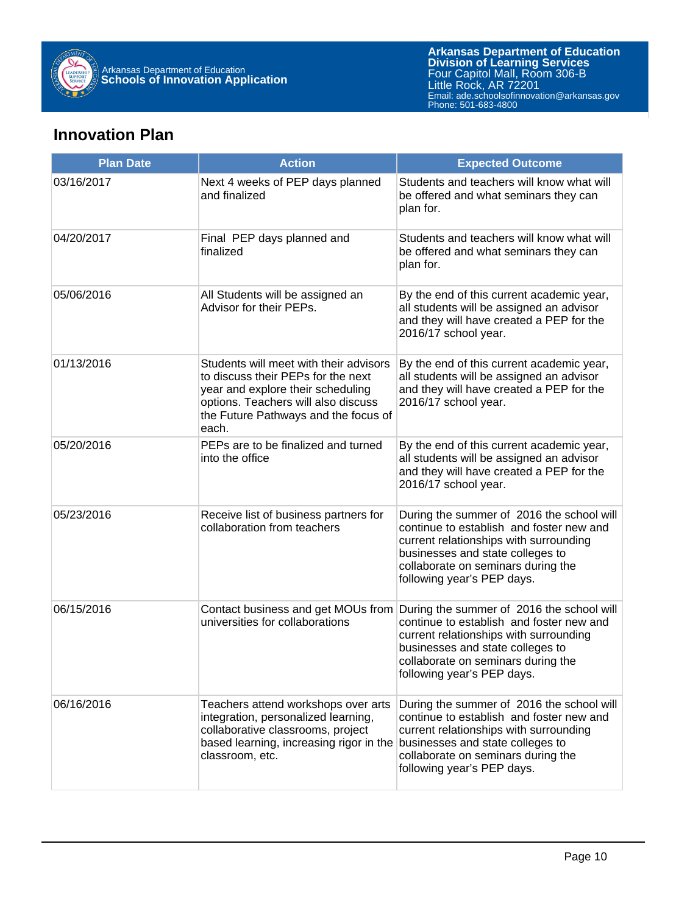## Innovation Plan

| Plan Date | Action | Expected Outcome |
|---|---|---|
| 03/16/2017 | Next 4 weeks of PEP days planned and finalized | Students and teachers will know what will be offered and what seminars they can plan for. |
| 04/20/2017 | Final PEP days planned and finalized | Students and teachers will know what will be offered and what seminars they can plan for. |
| 05/06/2016 | All Students will be assigned an Advisor for their PEPs. | By the end of this current academic year, all students will be assigned an advisor and they will have created a PEP for the 2016/17 school year. |
| 01/13/2016 | Students will meet with their advisors to discuss their PEPs for the next year and explore their scheduling options. Teachers will also discuss the Future Pathways and the focus of each. | By the end of this current academic year, all students will be assigned an advisor and they will have created a PEP for the 2016/17 school year. |
| 05/20/2016 | PEPs are to be finalized and turned into the office | By the end of this current academic year, all students will be assigned an advisor and they will have created a PEP for the 2016/17 school year. |
| 05/23/2016 | Receive list of business partners for collaboration from teachers | During the summer of 2016 the school will continue to establish and foster new and current relationships with surrounding businesses and state colleges to collaborate on seminars during the following year's PEP days. |
| 06/15/2016 | Contact business and get MOUs from universities for collaborations | During the summer of 2016 the school will continue to establish and foster new and current relationships with surrounding businesses and state colleges to collaborate on seminars during the following year's PEP days. |
| 06/16/2016 | Teachers attend workshops over arts integration, personalized learning, collaborative classrooms, project based learning, increasing rigor in the classroom, etc. | During the summer of 2016 the school will continue to establish and foster new and current relationships with surrounding businesses and state colleges to collaborate on seminars during the following year's PEP days. |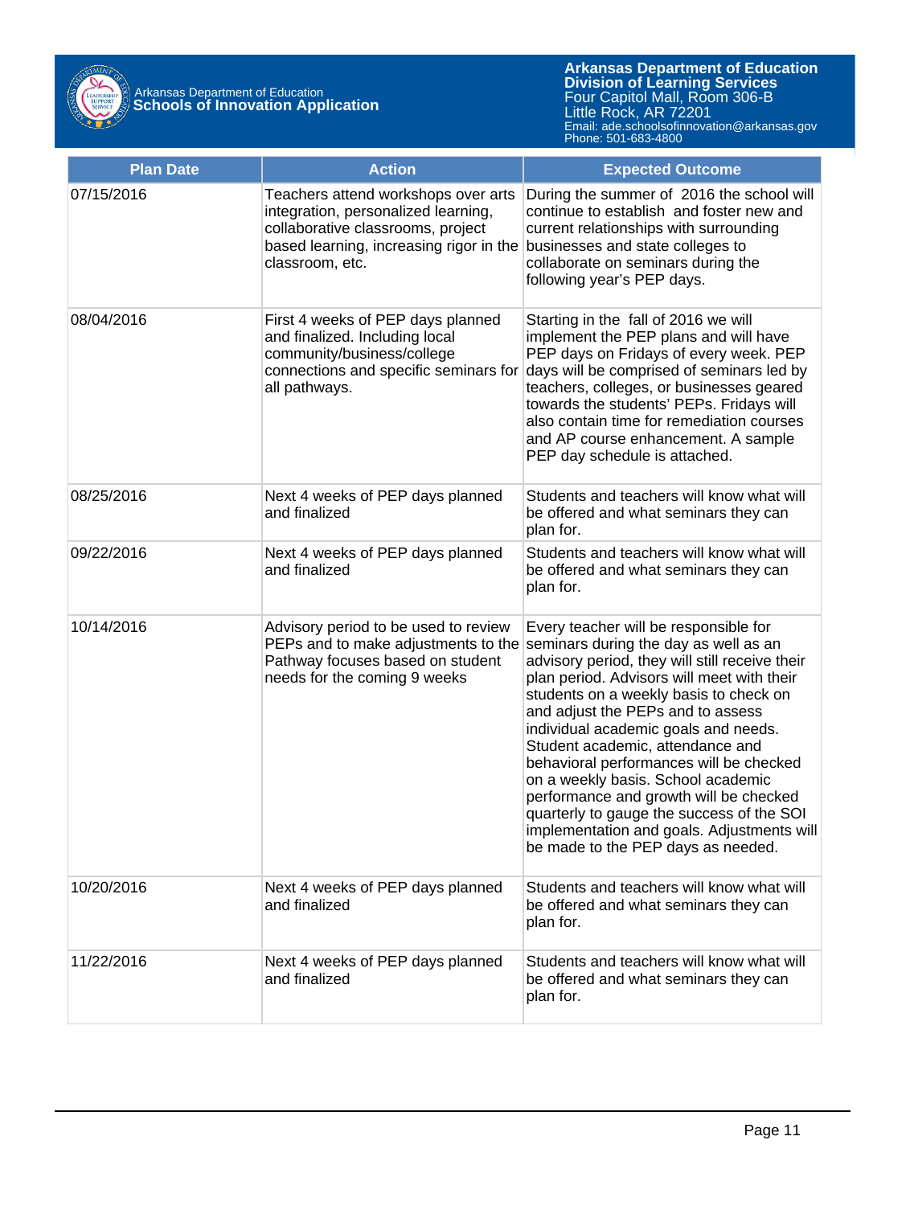| Plan Date | Action | Expected Outcome |
| --- | --- | --- |
| 07/15/2016 | Teachers attend workshops over arts integration, personalized learning, collaborative classrooms, project based learning, increasing rigor in the classroom, etc. | During the summer of 2016 the school will continue to establish and foster new and current relationships with surrounding businesses and state colleges to collaborate on seminars during the following year's PEP days. |
| 08/04/2016 | First 4 weeks of PEP days planned and finalized. Including local community/business/college connections and specific seminars for all pathways. | Starting in the fall of 2016 we will implement the PEP plans and will have PEP days on Fridays of every week. PEP days will be comprised of seminars led by teachers, colleges, or businesses geared towards the students' PEPs. Fridays will also contain time for remediation courses and AP course enhancement. A sample PEP day schedule is attached. |
| 08/25/2016 | Next 4 weeks of PEP days planned and finalized | Students and teachers will know what will be offered and what seminars they can plan for. |
| 09/22/2016 | Next 4 weeks of PEP days planned and finalized | Students and teachers will know what will be offered and what seminars they can plan for. |
| 10/14/2016 | Advisory period to be used to review PEPs and to make adjustments to the Pathway focuses based on student needs for the coming 9 weeks | Every teacher will be responsible for seminars during the day as well as an advisory period, they will still receive their plan period. Advisors will meet with their students on a weekly basis to check on and adjust the PEPs and to assess individual academic goals and needs. Student academic, attendance and behavioral performances will be checked on a weekly basis. School academic performance and growth will be checked quarterly to gauge the success of the SOI implementation and goals. Adjustments will be made to the PEP days as needed. |
| 10/20/2016 | Next 4 weeks of PEP days planned and finalized | Students and teachers will know what will be offered and what seminars they can plan for. |
| 11/22/2016 | Next 4 weeks of PEP days planned and finalized | Students and teachers will know what will be offered and what seminars they can plan for. |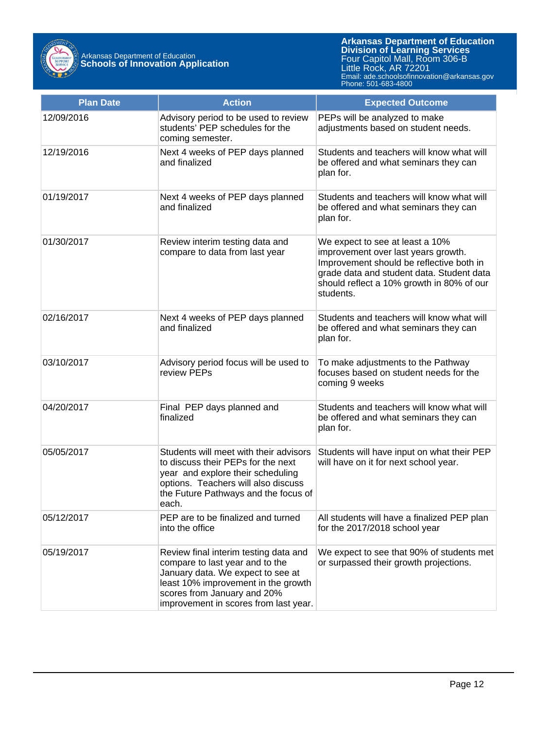| Plan Date | Action | Expected Outcome |
|---|---|---|
| 12/09/2016 | Advisory period to be used to review students' PEP schedules for the coming semester. | PEPs will be analyzed to make adjustments based on student needs. |
| 12/19/2016 | Next 4 weeks of PEP days planned and finalized | Students and teachers will know what will be offered and what seminars they can plan for. |
| 01/19/2017 | Next 4 weeks of PEP days planned and finalized | Students and teachers will know what will be offered and what seminars they can plan for. |
| 01/30/2017 | Review interim testing data and compare to data from last year | We expect to see at least a 10% improvement over last years growth. Improvement should be reflective both in grade data and student data. Student data should reflect a 10% growth in 80% of our students. |
| 02/16/2017 | Next 4 weeks of PEP days planned and finalized | Students and teachers will know what will be offered and what seminars they can plan for. |
| 03/10/2017 | Advisory period focus will be used to review PEPs | To make adjustments to the Pathway focuses based on student needs for the coming 9 weeks |
| 04/20/2017 | Final PEP days planned and finalized | Students and teachers will know what will be offered and what seminars they can plan for. |
| 05/05/2017 | Students will meet with their advisors to discuss their PEPs for the next year and explore their scheduling options. Teachers will also discuss the Future Pathways and the focus of each. | Students will have input on what their PEP will have on it for next school year. |
| 05/12/2017 | PEP are to be finalized and turned into the office | All students will have a finalized PEP plan for the 2017/2018 school year |
| 05/19/2017 | Review final interim testing data and compare to last year and to the January data. We expect to see at least 10% improvement in the growth scores from January and 20% improvement in scores from last year. | We expect to see that 90% of students met or surpassed their growth projections. |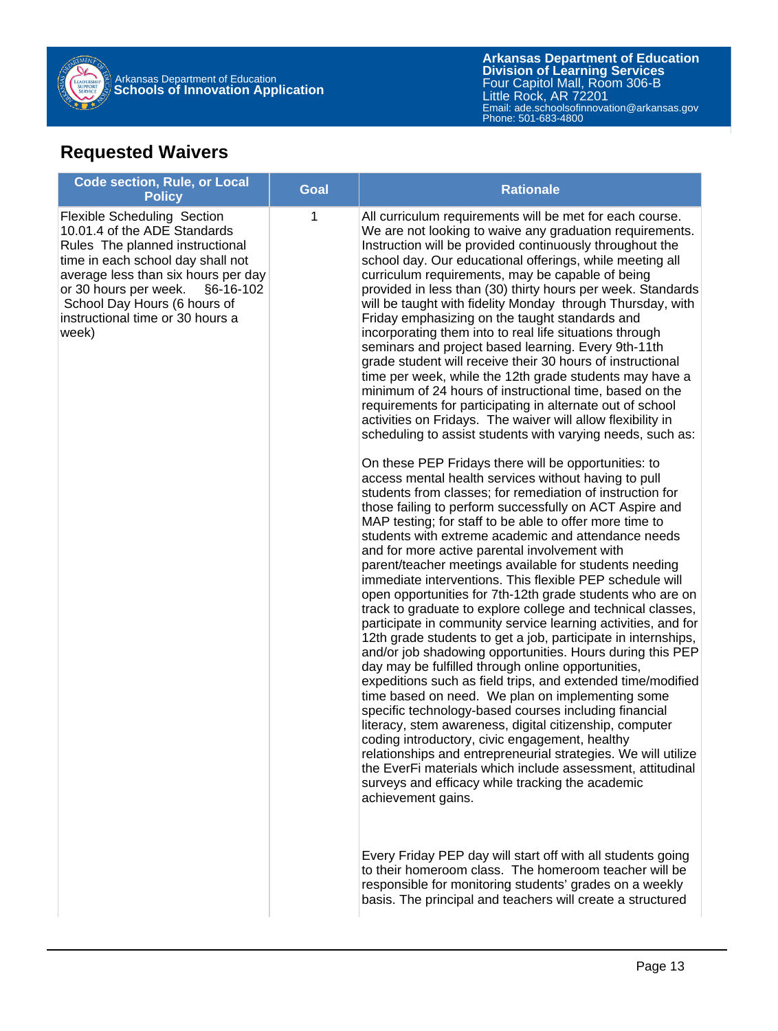## Requested Waivers

| Code section, Rule, or Local Policy | Goal | Rationale |
|---|---|---|
| Flexible Scheduling Section 10.01.4 of the ADE Standards Rules The planned instructional time in each school day shall not average less than six hours per day or 30 hours per week. §6-16-102 School Day Hours (6 hours of instructional time or 30 hours a week) | 1 | All curriculum requirements will be met for each course. We are not looking to waive any graduation requirements. Instruction will be provided continuously throughout the school day. Our educational offerings, while meeting all curriculum requirements, may be capable of being provided in less than (30) thirty hours per week. Standards will be taught with fidelity Monday through Thursday, with Friday emphasizing on the taught standards and incorporating them into to real life situations through seminars and project based learning. Every 9th-11th grade student will receive their 30 hours of instructional time per week, while the 12th grade students may have a minimum of 24 hours of instructional time, based on the requirements for participating in alternate out of school activities on Fridays. The waiver will allow flexibility in scheduling to assist students with varying needs, such as:<br><br>On these PEP Fridays there will be opportunities: to access mental health services without having to pull students from classes; for remediation of instruction for those failing to perform successfully on ACT Aspire and MAP testing; for staff to be able to offer more time to students with extreme academic and attendance needs and for more active parental involvement with parent/teacher meetings available for students needing immediate interventions. This flexible PEP schedule will open opportunities for 7th-12th grade students who are on track to graduate to explore college and technical classes, participate in community service learning activities, and for 12th grade students to get a job, participate in internships, and/or job shadowing opportunities. Hours during this PEP day may be fulfilled through online opportunities, expeditions such as field trips, and extended time/modified time based on need. We plan on implementing some specific technology-based courses including financial literacy, stem awareness, digital citizenship, computer coding introductory, civic engagement, healthy relationships and entrepreneurial strategies. We will utilize the EverFi materials which include assessment, attitudinal surveys and efficacy while tracking the academic achievement gains.<br><br>Every Friday PEP day will start off with all students going to their homeroom class. The homeroom teacher will be responsible for monitoring students' grades on a weekly basis. The principal and teachers will create a structured |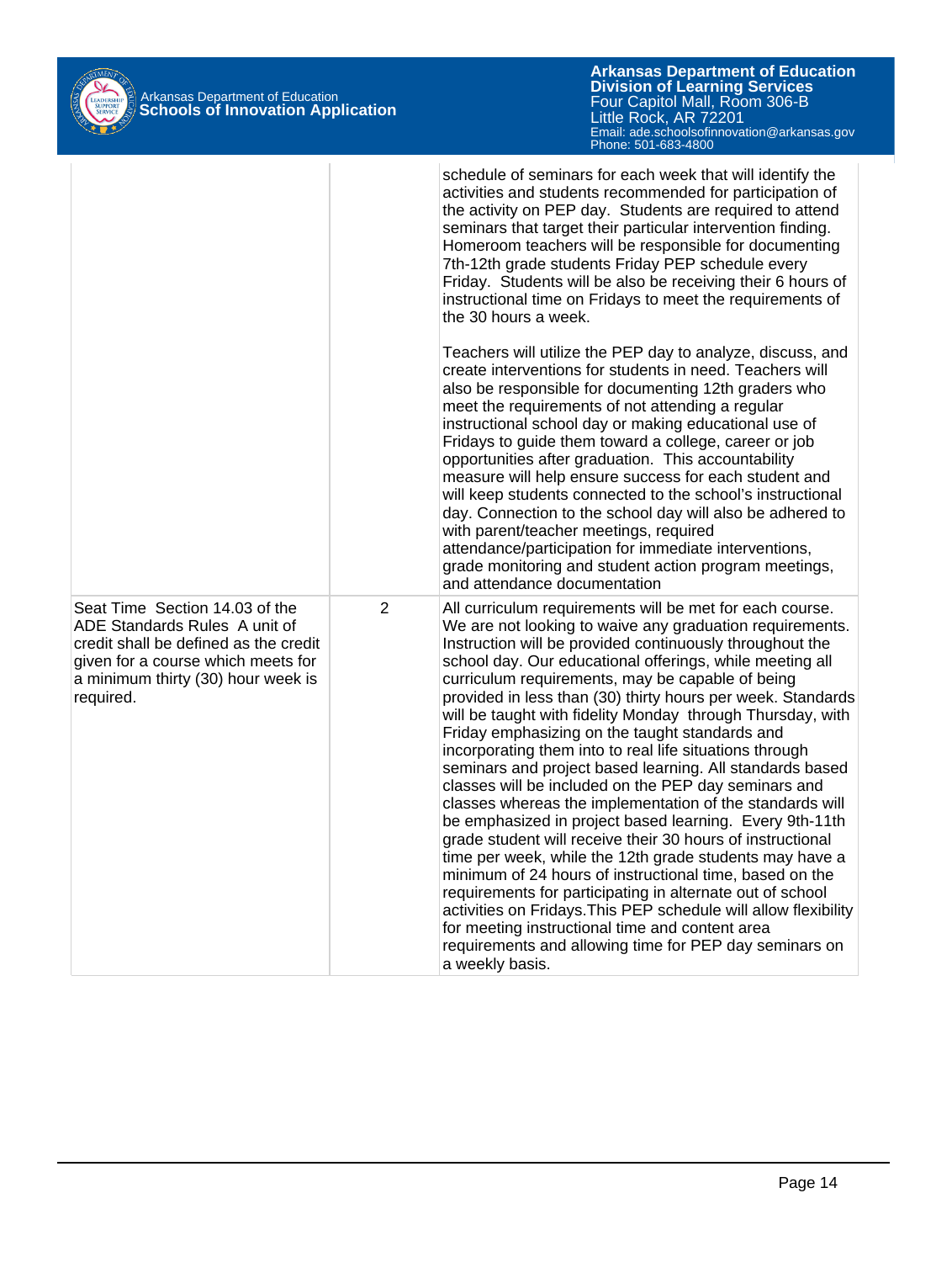| | | |
|---|---|---|
| | | schedule of seminars for each week that will identify the activities and students recommended for participation of the activity on PEP day. Students are required to attend seminars that target their particular intervention finding. Homeroom teachers will be responsible for documenting 7th-12th grade students Friday PEP schedule every Friday. Students will be also be receiving their 6 hours of instructional time on Fridays to meet the requirements of the 30 hours a week.<br><br>Teachers will utilize the PEP day to analyze, discuss, and create interventions for students in need. Teachers will also be responsible for documenting 12th graders who meet the requirements of not attending a regular instructional school day or making educational use of Fridays to guide them toward a college, career or job opportunities after graduation. This accountability measure will help ensure success for each student and will keep students connected to the school's instructional day. Connection to the school day will also be adhered to with parent/teacher meetings, required attendance/participation for immediate interventions, grade monitoring and student action program meetings, and attendance documentation |
| Seat Time Section 14.03 of the ADE Standards Rules A unit of credit shall be defined as the credit given for a course which meets for a minimum thirty (30) hour week is required. | 2 | All curriculum requirements will be met for each course. We are not looking to waive any graduation requirements. Instruction will be provided continuously throughout the school day. Our educational offerings, while meeting all curriculum requirements, may be capable of being provided in less than (30) thirty hours per week. Standards will be taught with fidelity Monday through Thursday, with Friday emphasizing on the taught standards and incorporating them into to real life situations through seminars and project based learning. All standards based classes will be included on the PEP day seminars and classes whereas the implementation of the standards will be emphasized in project based learning. Every 9th-11th grade student will receive their 30 hours of instructional time per week, while the 12th grade students may have a minimum of 24 hours of instructional time, based on the requirements for participating in alternate out of school activities on Fridays.This PEP schedule will allow flexibility for meeting instructional time and content area requirements and allowing time for PEP day seminars on a weekly basis. |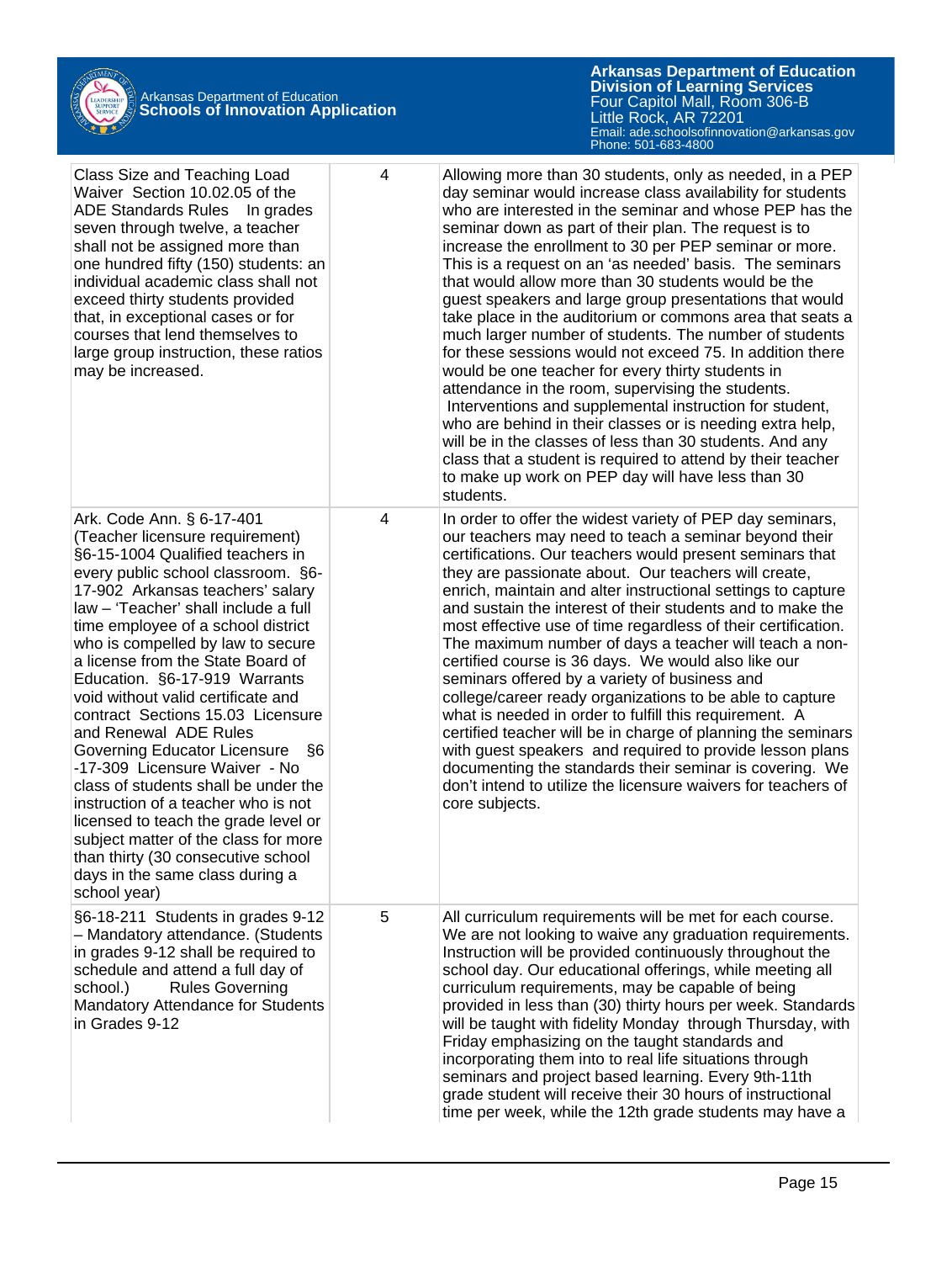| | | |
|---|---|---|
| Class Size and Teaching Load Waiver Section 10.02.05 of the ADE Standards Rules In grades seven through twelve, a teacher shall not be assigned more than one hundred fifty (150) students: an individual academic class shall not exceed thirty students provided that, in exceptional cases or for courses that lend themselves to large group instruction, these ratios may be increased. | 4 | Allowing more than 30 students, only as needed, in a PEP day seminar would increase class availability for students who are interested in the seminar and whose PEP has the seminar down as part of their plan. The request is to increase the enrollment to 30 per PEP seminar or more. This is a request on an 'as needed' basis. The seminars that would allow more than 30 students would be the guest speakers and large group presentations that would take place in the auditorium or commons area that seats a much larger number of students. The number of students for these sessions would not exceed 75. In addition there would be one teacher for every thirty students in attendance in the room, supervising the students. Interventions and supplemental instruction for student, who are behind in their classes or is needing extra help, will be in the classes of less than 30 students. And any class that a student is required to attend by their teacher to make up work on PEP day will have less than 30 students. |
| Ark. Code Ann. § 6-17-401 (Teacher licensure requirement) §6-15-1004 Qualified teachers in every public school classroom. §6-17-902 Arkansas teachers' salary law – 'Teacher' shall include a full time employee of a school district who is compelled by law to secure a license from the State Board of Education. §6-17-919 Warrants void without valid certificate and contract Sections 15.03 Licensure and Renewal ADE Rules Governing Educator Licensure §6-17-309 Licensure Waiver - No class of students shall be under the instruction of a teacher who is not licensed to teach the grade level or subject matter of the class for more than thirty (30 consecutive school days in the same class during a school year) | 4 | In order to offer the widest variety of PEP day seminars, our teachers may need to teach a seminar beyond their certifications. Our teachers would present seminars that they are passionate about. Our teachers will create, enrich, maintain and alter instructional settings to capture and sustain the interest of their students and to make the most effective use of time regardless of their certification. The maximum number of days a teacher will teach a non-certified course is 36 days. We would also like our seminars offered by a variety of business and college/career ready organizations to be able to capture what is needed in order to fulfill this requirement. A certified teacher will be in charge of planning the seminars with guest speakers and required to provide lesson plans documenting the standards their seminar is covering. We don't intend to utilize the licensure waivers for teachers of core subjects. |
| §6-18-211 Students in grades 9-12 – Mandatory attendance. (Students in grades 9-12 shall be required to schedule and attend a full day of school.) Rules Governing Mandatory Attendance for Students in Grades 9-12 | 5 | All curriculum requirements will be met for each course. We are not looking to waive any graduation requirements. Instruction will be provided continuously throughout the school day. Our educational offerings, while meeting all curriculum requirements, may be capable of being provided in less than (30) thirty hours per week. Standards will be taught with fidelity Monday through Thursday, with Friday emphasizing on the taught standards and incorporating them into to real life situations through seminars and project based learning. Every 9th-11th grade student will receive their 30 hours of instructional time per week, while the 12th grade students may have a |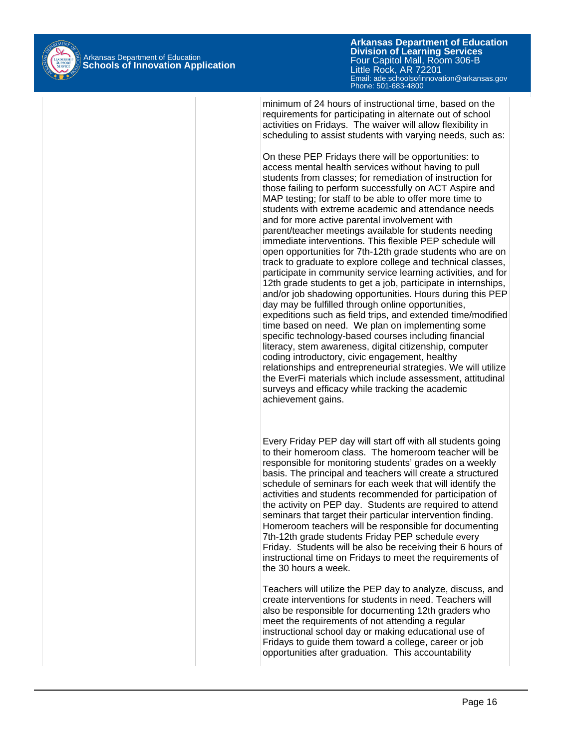minimum of 24 hours of instructional time, based on the requirements for participating in alternate out of school activities on Fridays. The waiver will allow flexibility in scheduling to assist students with varying needs, such as:

On these PEP Fridays there will be opportunities: to access mental health services without having to pull students from classes; for remediation of instruction for those failing to perform successfully on ACT Aspire and MAP testing; for staff to be able to offer more time to students with extreme academic and attendance needs and for more active parental involvement with parent/teacher meetings available for students needing immediate interventions. This flexible PEP schedule will open opportunities for 7th-12th grade students who are on track to graduate to explore college and technical classes, participate in community service learning activities, and for 12th grade students to get a job, participate in internships, and/or job shadowing opportunities. Hours during this PEP day may be fulfilled through online opportunities, expeditions such as field trips, and extended time/modified time based on need. We plan on implementing some specific technology-based courses including financial literacy, stem awareness, digital citizenship, computer coding introductory, civic engagement, healthy relationships and entrepreneurial strategies. We will utilize the EverFi materials which include assessment, attitudinal surveys and efficacy while tracking the academic achievement gains.

Every Friday PEP day will start off with all students going to their homeroom class. The homeroom teacher will be responsible for monitoring students' grades on a weekly basis. The principal and teachers will create a structured schedule of seminars for each week that will identify the activities and students recommended for participation of the activity on PEP day. Students are required to attend seminars that target their particular intervention finding. Homeroom teachers will be responsible for documenting 7th-12th grade students Friday PEP schedule every Friday. Students will be also be receiving their 6 hours of instructional time on Fridays to meet the requirements of the 30 hours a week.

Teachers will utilize the PEP day to analyze, discuss, and create interventions for students in need. Teachers will also be responsible for documenting 12th graders who meet the requirements of not attending a regular instructional school day or making educational use of Fridays to guide them toward a college, career or job opportunities after graduation. This accountability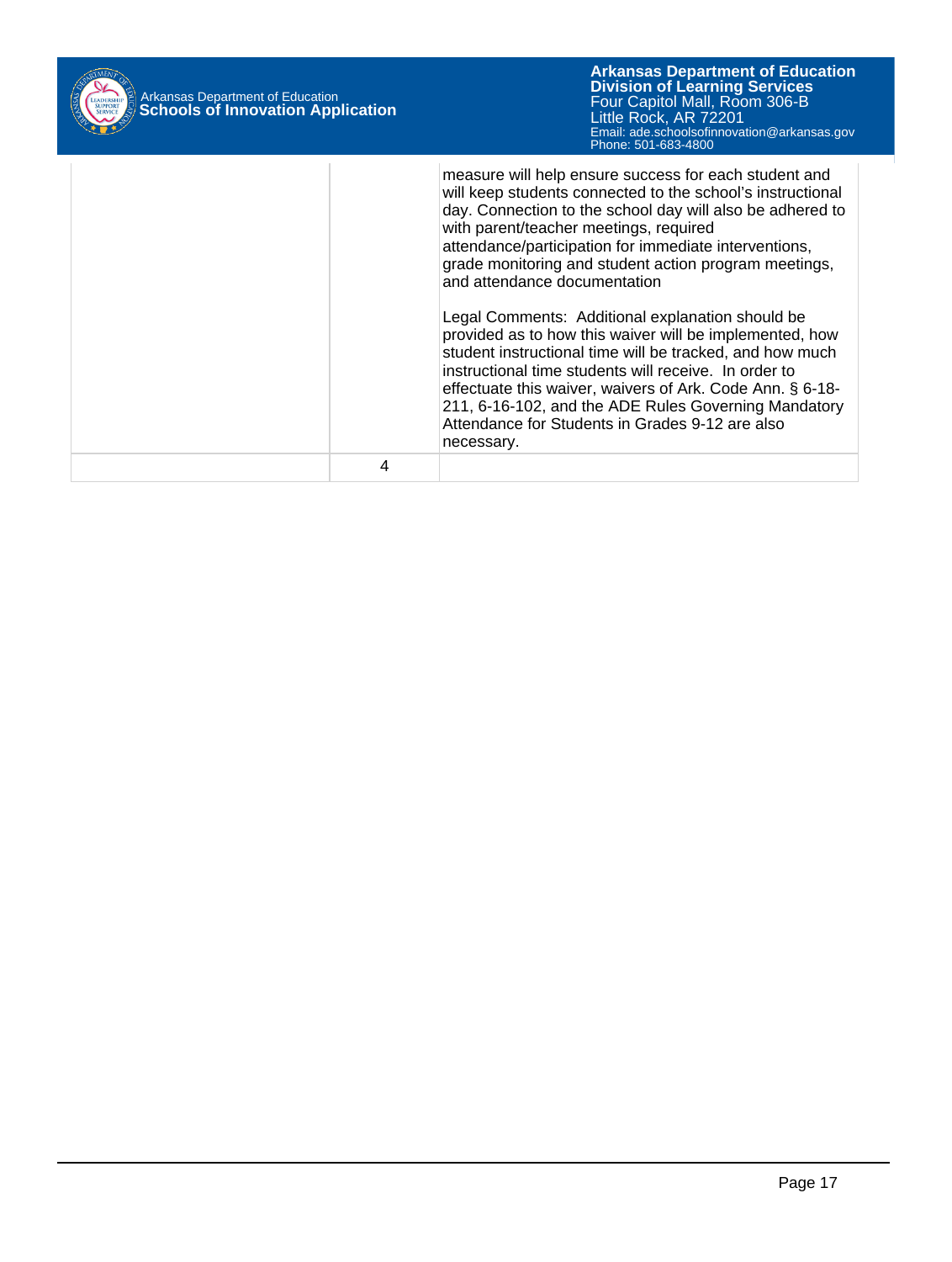| | | |
|---|---|---|
| | | measure will help ensure success for each student and will keep students connected to the school's instructional day. Connection to the school day will also be adhered to with parent/teacher meetings, required attendance/participation for immediate interventions, grade monitoring and student action program meetings, and attendance documentation<br><br>Legal Comments: Additional explanation should be provided as to how this waiver will be implemented, how student instructional time will be tracked, and how much instructional time students will receive. In order to effectuate this waiver, waivers of Ark. Code Ann. § 6-18-211, 6-16-102, and the ADE Rules Governing Mandatory Attendance for Students in Grades 9-12 are also necessary. |
| | 4 | |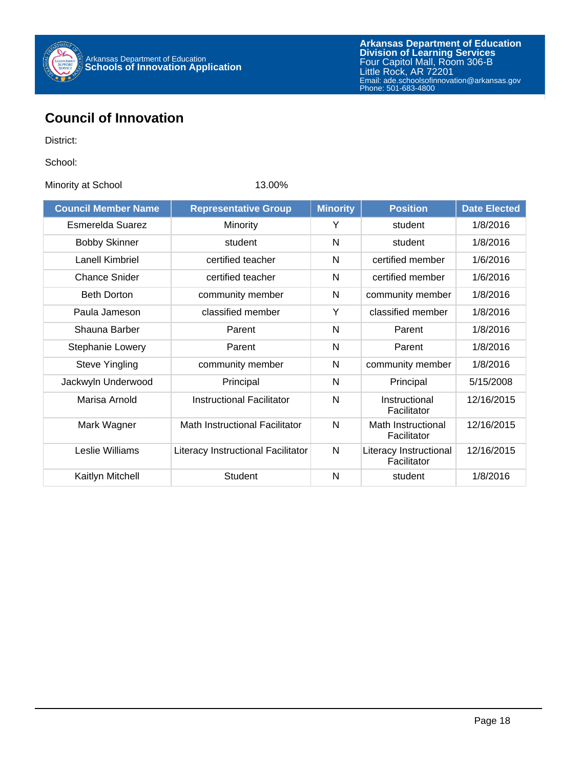# Council of Innovation

District:

School:

Minority at School 13.00%

| Council Member Name | Representative Group | Minority | Position | Date Elected |
|---|---|---|---|---|
| Esmerelda Suarez | Minority | Y | student | 1/8/2016 |
| Bobby Skinner | student | N | student | 1/8/2016 |
| Lanell Kimbriel | certified teacher | N | certified member | 1/6/2016 |
| Chance Snider | certified teacher | N | certified member | 1/6/2016 |
| Beth Dorton | community member | N | community member | 1/8/2016 |
| Paula Jameson | classified member | Y | classified member | 1/8/2016 |
| Shauna Barber | Parent | N | Parent | 1/8/2016 |
| Stephanie Lowery | Parent | N | Parent | 1/8/2016 |
| Steve Yingling | community member | N | community member | 1/8/2016 |
| Jackwyln Underwood | Principal | N | Principal | 5/15/2008 |
| Marisa Arnold | Instructional Facilitator | N | Instructional Facilitator | 12/16/2015 |
| Mark Wagner | Math Instructional Facilitator | N | Math Instructional Facilitator | 12/16/2015 |
| Leslie Williams | Literacy Instructional Facilitator | N | Literacy Instructional Facilitator | 12/16/2015 |
| Kaitlyn Mitchell | Student | N | student | 1/8/2016 |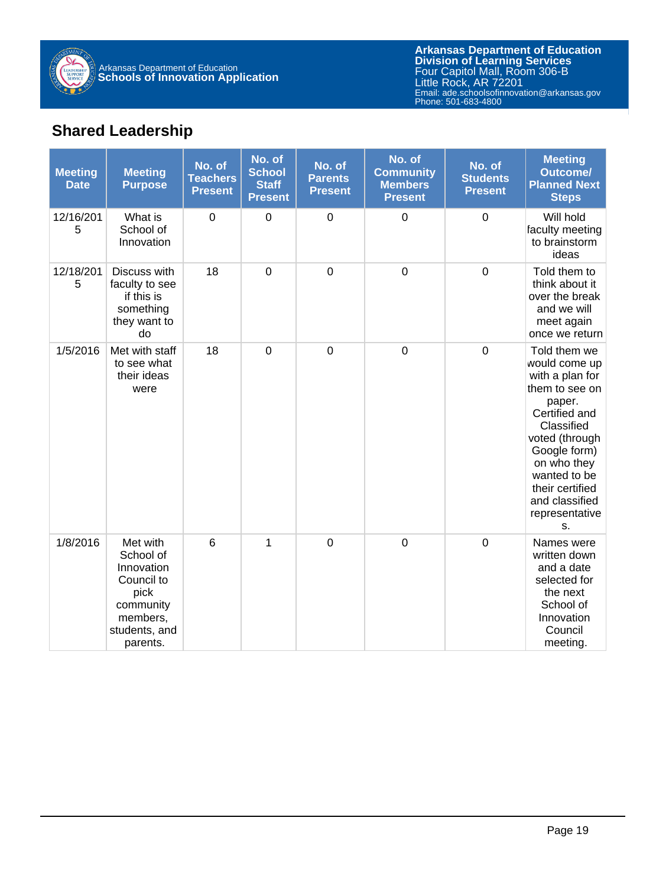## Shared Leadership

| Meeting Date | Meeting Purpose | No. of Teachers Present | No. of School Staff Present | No. of Parents Present | No. of Community Members Present | No. of Students Present | Meeting Outcome/ Planned Next Steps |
|---|---|---|---|---|---|---|---|
| 12/16/2015 | What is School of Innovation | 0 | 0 | 0 | 0 | 0 | Will hold faculty meeting to brainstorm ideas |
| 12/18/2015 | Discuss with faculty to see if this is something they want to do | 18 | 0 | 0 | 0 | 0 | Told them to think about it over the break and we will meet again once we return |
| 1/5/2016 | Met with staff to see what their ideas were | 18 | 0 | 0 | 0 | 0 | Told them we would come up with a plan for them to see on paper. Certified and Classified voted (through Google form) on who they wanted to be their certified and classified representatives. |
| 1/8/2016 | Met with School of Innovation Council to pick community members, students, and parents. | 6 | 1 | 0 | 0 | 0 | Names were written down and a date selected for the next School of Innovation Council meeting. |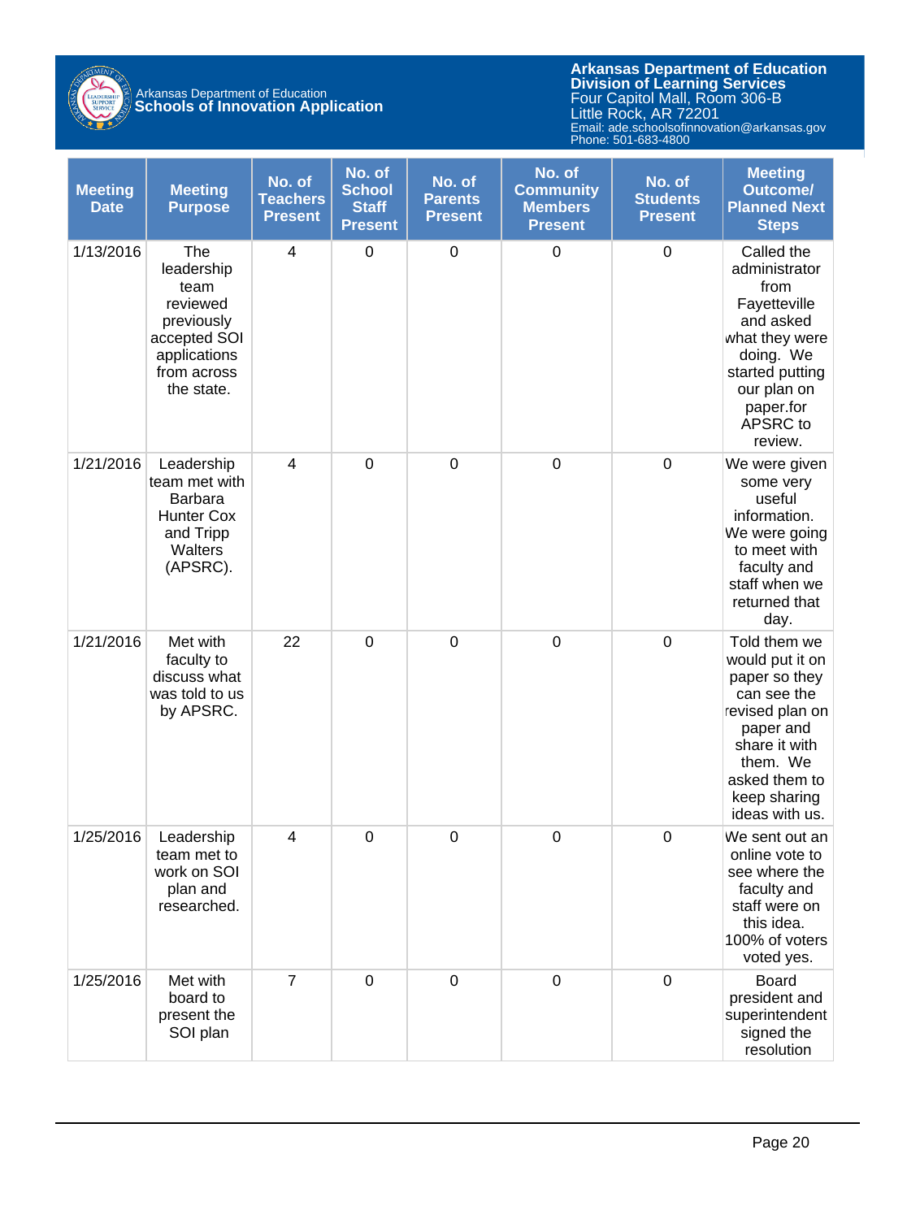| Meeting Date | Meeting Purpose | No. of Teachers Present | No. of School Staff Present | No. of Parents Present | No. of Community Members Present | No. of Students Present | Meeting Outcome/ Planned Next Steps |
|---|---|---|---|---|---|---|---|
| 1/13/2016 | The leadership team reviewed previously accepted SOI applications from across the state. | 4 | 0 | 0 | 0 | 0 | Called the administrator from Fayetteville and asked what they were doing. We started putting our plan on paper.for APSRC to review. |
| 1/21/2016 | Leadership team met with Barbara Hunter Cox and Tripp Walters (APSRC). | 4 | 0 | 0 | 0 | 0 | We were given some very useful information. We were going to meet with faculty and staff when we returned that day. |
| 1/21/2016 | Met with faculty to discuss what was told to us by APSRC. | 22 | 0 | 0 | 0 | 0 | Told them we would put it on paper so they can see the revised plan on paper and share it with them. We asked them to keep sharing ideas with us. |
| 1/25/2016 | Leadership team met to work on SOI plan and researched. | 4 | 0 | 0 | 0 | 0 | We sent out an online vote to see where the faculty and staff were on this idea. 100% of voters voted yes. |
| 1/25/2016 | Met with board to present the SOI plan | 7 | 0 | 0 | 0 | 0 | Board president and superintendent signed the resolution |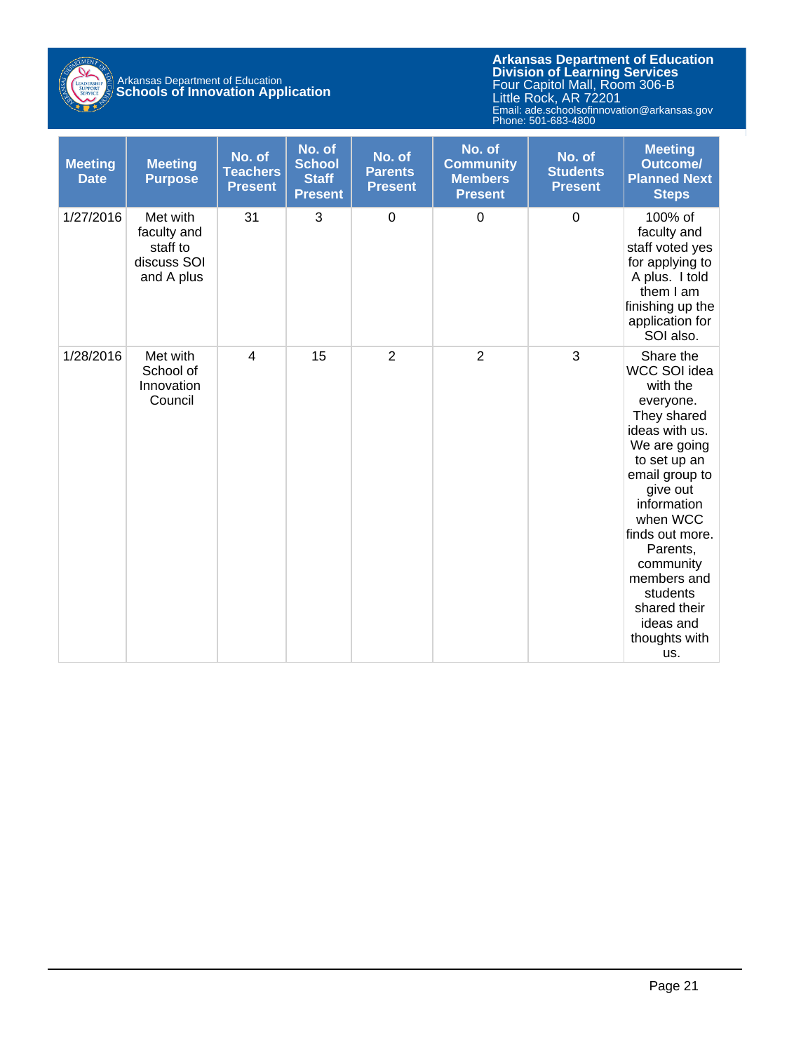| Meeting Date | Meeting Purpose | No. of Teachers Present | No. of School Staff Present | No. of Parents Present | No. of Community Members Present | No. of Students Present | Meeting Outcome/ Planned Next Steps |
|---|---|---|---|---|---|---|---|
| 1/27/2016 | Met with faculty and staff to discuss SOI and A plus | 31 | 3 | 0 | 0 | 0 | 100% of faculty and staff voted yes for applying to A plus. I told them I am finishing up the application for SOI also. |
| 1/28/2016 | Met with School of Innovation Council | 4 | 15 | 2 | 2 | 3 | Share the WCC SOI idea with the everyone. They shared ideas with us. We are going to set up an email group to give out information when WCC finds out more. Parents, community members and students shared their ideas and thoughts with us. |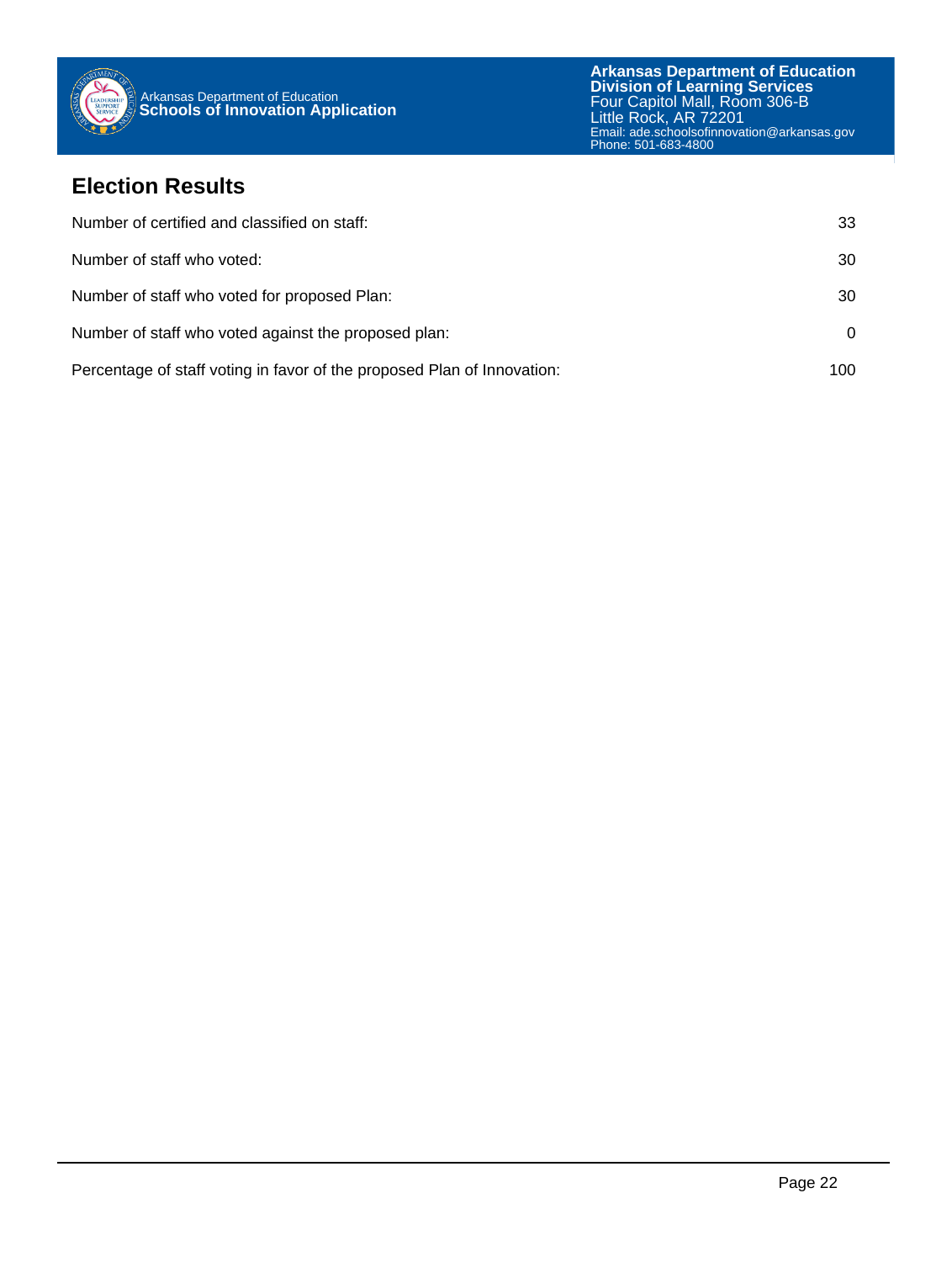## Election Results

| | |
|---|---|
| Number of certified and classified on staff: | 33 |
| Number of staff who voted: | 30 |
| Number of staff who voted for proposed Plan: | 30 |
| Number of staff who voted against the proposed plan: | 0 |
| Percentage of staff voting in favor of the proposed Plan of Innovation: | 100 |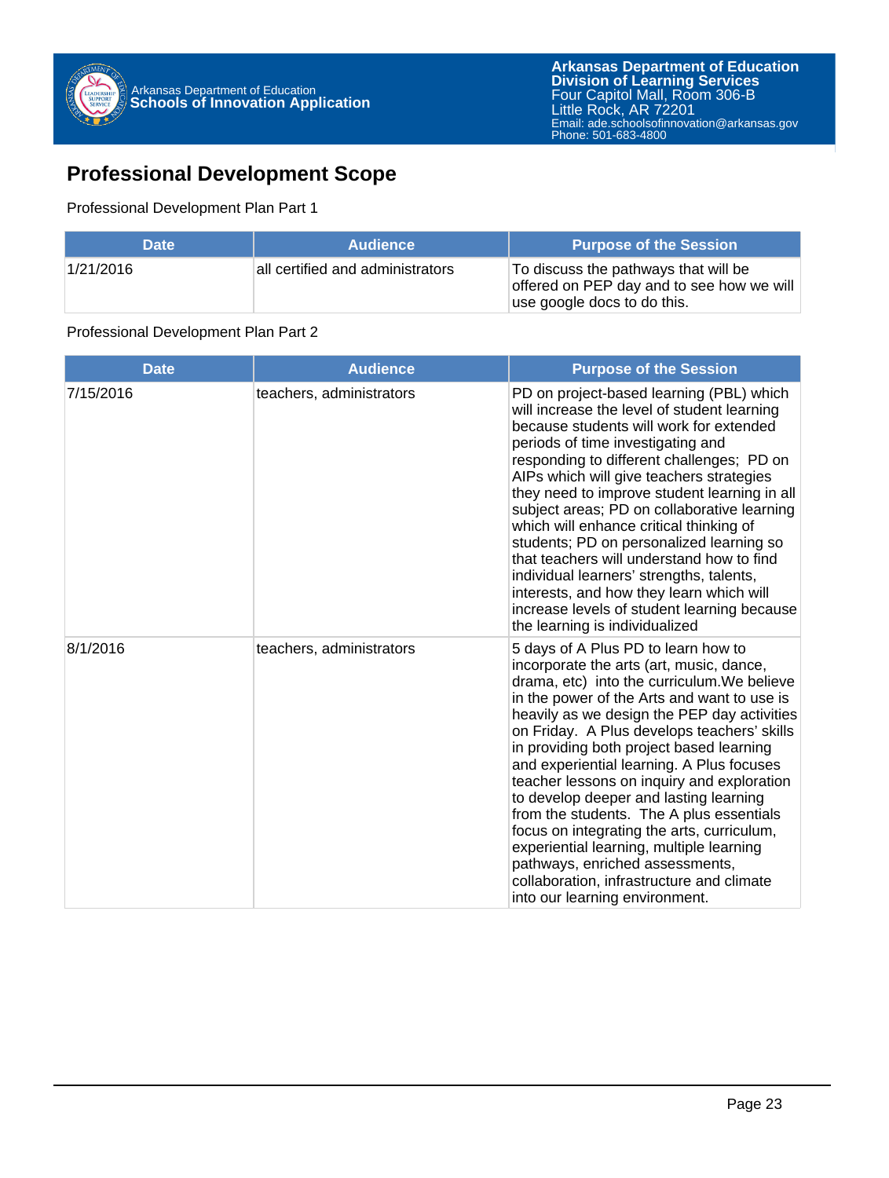## Professional Development Scope

Professional Development Plan Part 1

| Date | Audience | Purpose of the Session |
| --- | --- | --- |
| 1/21/2016 | all certified and administrators | To discuss the pathways that will be offered on PEP day and to see how we will use google docs to do this. |

Professional Development Plan Part 2

| Date | Audience | Purpose of the Session |
| --- | --- | --- |
| 7/15/2016 | teachers, administrators | PD on project-based learning (PBL) which will increase the level of student learning because students will work for extended periods of time investigating and responding to different challenges; PD on AIPs which will give teachers strategies they need to improve student learning in all subject areas; PD on collaborative learning which will enhance critical thinking of students; PD on personalized learning so that teachers will understand how to find individual learners' strengths, talents, interests, and how they learn which will increase levels of student learning because the learning is individualized |
| 8/1/2016 | teachers, administrators | 5 days of A Plus PD to learn how to incorporate the arts (art, music, dance, drama, etc) into the curriculum.We believe in the power of the Arts and want to use is heavily as we design the PEP day activities on Friday. A Plus develops teachers' skills in providing both project based learning and experiential learning. A Plus focuses teacher lessons on inquiry and exploration to develop deeper and lasting learning from the students. The A plus essentials focus on integrating the arts, curriculum, experiential learning, multiple learning pathways, enriched assessments, collaboration, infrastructure and climate into our learning environment. |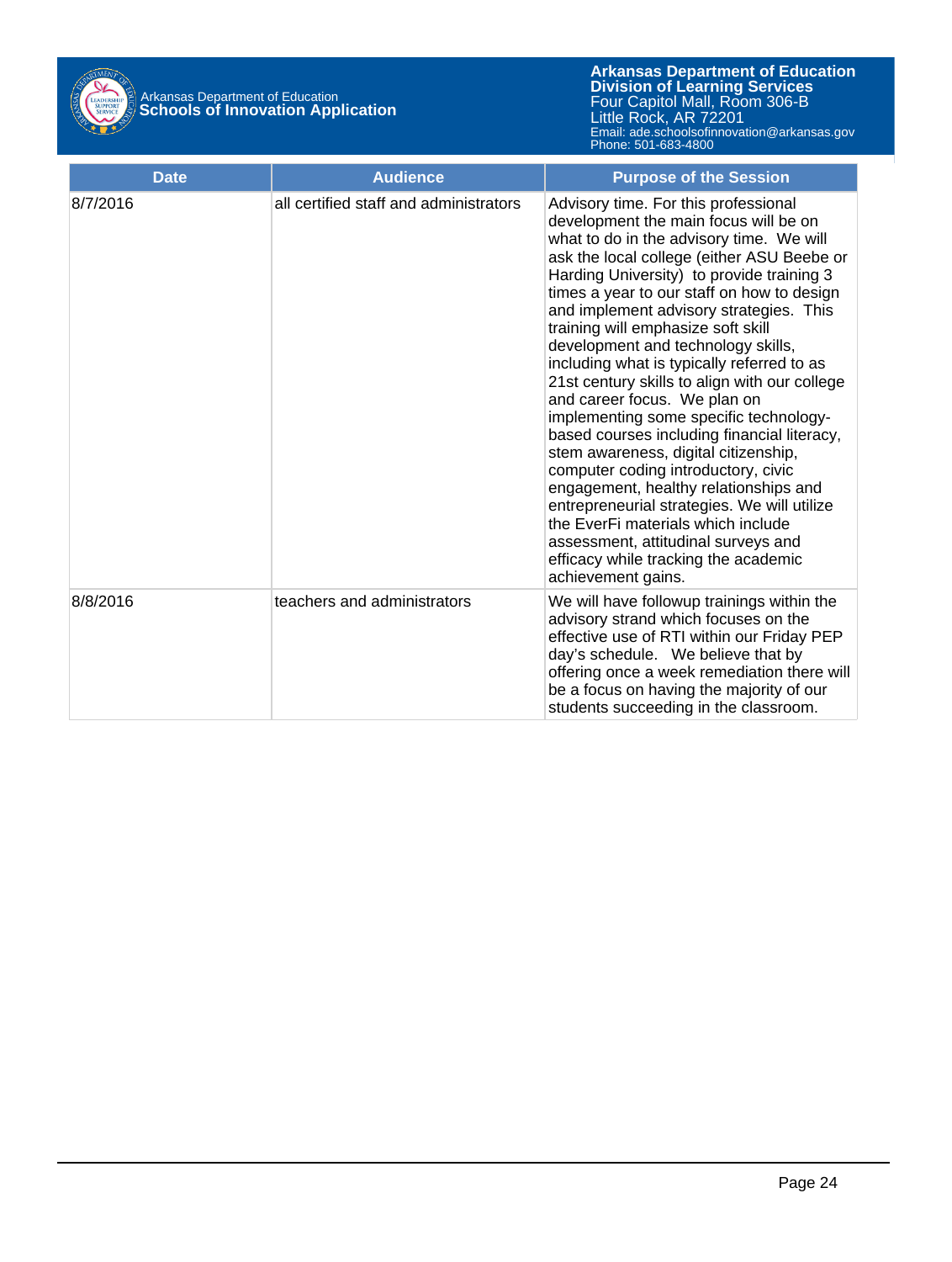| Date | Audience | Purpose of the Session |
|---|---|---|
| 8/7/2016 | all certified staff and administrators | Advisory time. For this professional development the main focus will be on what to do in the advisory time. We will ask the local college (either ASU Beebe or Harding University) to provide training 3 times a year to our staff on how to design and implement advisory strategies. This training will emphasize soft skill development and technology skills, including what is typically referred to as 21st century skills to align with our college and career focus. We plan on implementing some specific technology-based courses including financial literacy, stem awareness, digital citizenship, computer coding introductory, civic engagement, healthy relationships and entrepreneurial strategies. We will utilize the EverFi materials which include assessment, attitudinal surveys and efficacy while tracking the academic achievement gains. |
| 8/8/2016 | teachers and administrators | We will have followup trainings within the advisory strand which focuses on the effective use of RTI within our Friday PEP day's schedule. We believe that by offering once a week remediation there will be a focus on having the majority of our students succeeding in the classroom. |